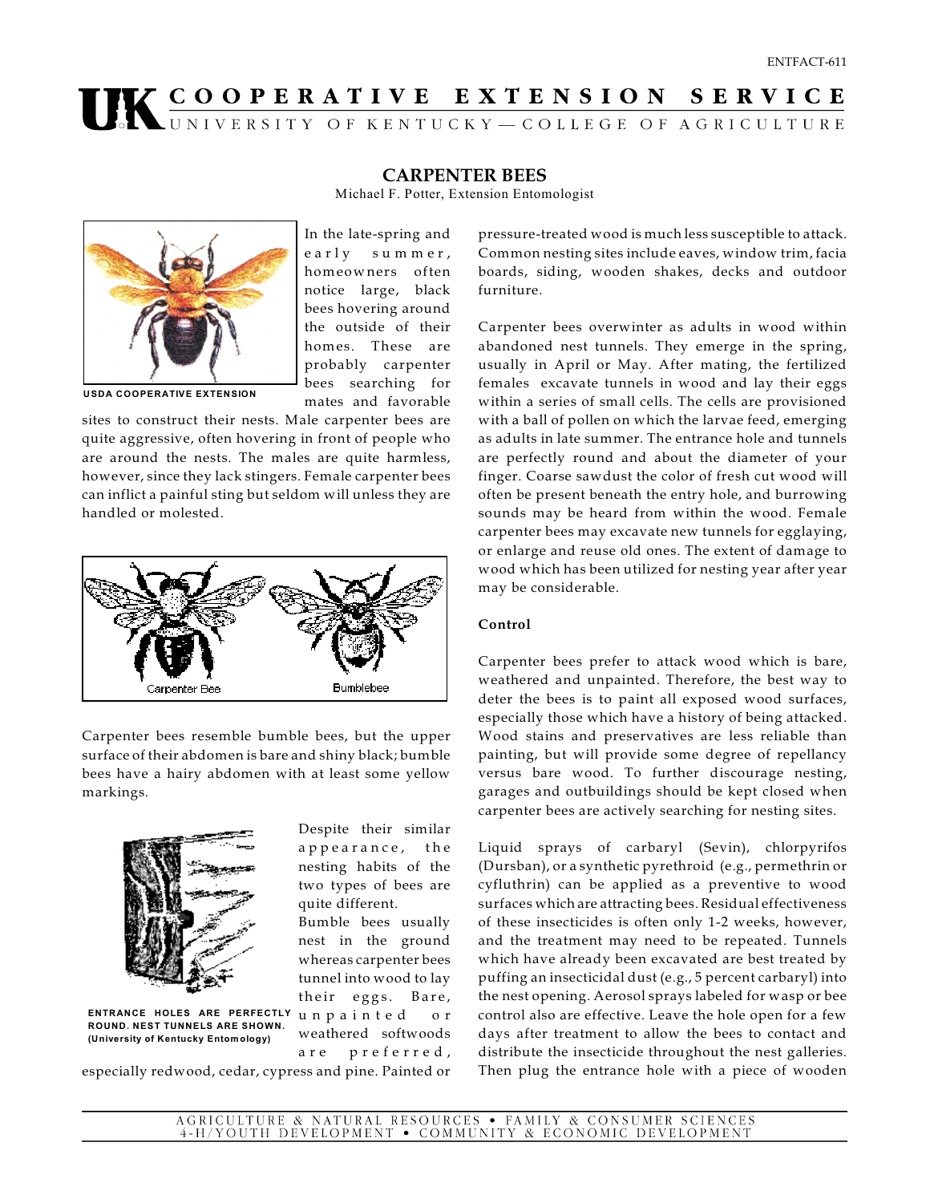ENTFACT-611

# COOPERATIVE EXTENSION SERVICE

UNIVERSITY OF KENTUCKY—COLLEGE OF AGRICULTURE

## CARPENTER BEES

Michael F. Potter, Extension Entomologist

USDA COOPERATIVE EXTENSION

In the late-spring and early summer, homeowners often notice large, black bees hovering around the outside of their homes. These are probably carpenter bees searching for mates and favorable sites to construct their nests. Male carpenter bees are quite aggressive, often hovering in front of people who are around the nests. The males are quite harmless, however, since they lack stingers. Female carpenter bees can inflict a painful sting but seldom will unless they are handled or molested.

Carpenter Bee Bumblebee

Carpenter bees resemble bumble bees, but the upper surface of their abdomen is bare and shiny black; bumble bees have a hairy abdomen with at least some yellow markings.

ENTRANCE HOLES ARE PERFECTLY ROUND. NEST TUNNELS ARE SHOWN. (University of Kentucky Entomology)

Despite their similar appearance, the nesting habits of the two types of bees are quite different. Bumble bees usually nest in the ground whereas carpenter bees tunnel into wood to lay their eggs. Bare, unpainted or weathered softwoods are preferred, especially redwood, cedar, cypress and pine. Painted or pressure-treated wood is much less susceptible to attack. Common nesting sites include eaves, window trim, facia boards, siding, wooden shakes, decks and outdoor furniture.

Carpenter bees overwinter as adults in wood within abandoned nest tunnels. They emerge in the spring, usually in April or May. After mating, the fertilized females excavate tunnels in wood and lay their eggs within a series of small cells. The cells are provisioned with a ball of pollen on which the larvae feed, emerging as adults in late summer. The entrance hole and tunnels are perfectly round and about the diameter of your finger. Coarse sawdust the color of fresh cut wood will often be present beneath the entry hole, and burrowing sounds may be heard from within the wood. Female carpenter bees may excavate new tunnels for egglaying, or enlarge and reuse old ones. The extent of damage to wood which has been utilized for nesting year after year may be considerable.

### Control

Carpenter bees prefer to attack wood which is bare, weathered and unpainted. Therefore, the best way to deter the bees is to paint all exposed wood surfaces, especially those which have a history of being attacked. Wood stains and preservatives are less reliable than painting, but will provide some degree of repellancy versus bare wood. To further discourage nesting, garages and outbuildings should be kept closed when carpenter bees are actively searching for nesting sites.

Liquid sprays of carbaryl (Sevin), chlorpyrifos (Dursban), or a synthetic pyrethroid (e.g., permethrin or cyfluthrin) can be applied as a preventive to wood surfaces which are attracting bees. Residual effectiveness of these insecticides is often only 1-2 weeks, however, and the treatment may need to be repeated. Tunnels which have already been excavated are best treated by puffing an insecticidal dust (e.g., 5 percent carbaryl) into the nest opening. Aerosol sprays labeled for wasp or bee control also are effective. Leave the hole open for a few days after treatment to allow the bees to contact and distribute the insecticide throughout the nest galleries. Then plug the entrance hole with a piece of wooden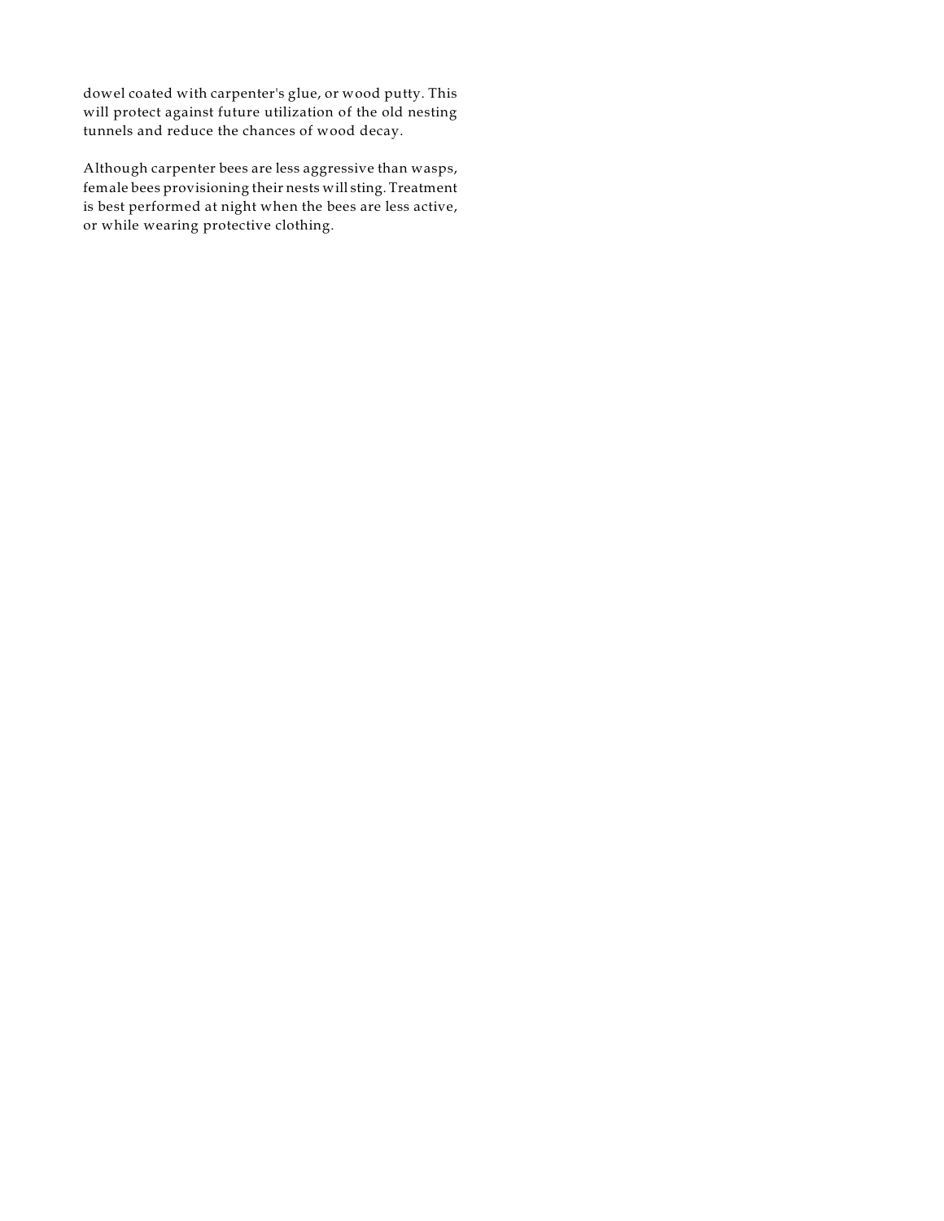dowel coated with carpenter's glue, or wood putty. This will protect against future utilization of the old nesting tunnels and reduce the chances of wood decay.

Although carpenter bees are less aggressive than wasps, female bees provisioning their nests will sting. Treatment is best performed at night when the bees are less active, or while wearing protective clothing.